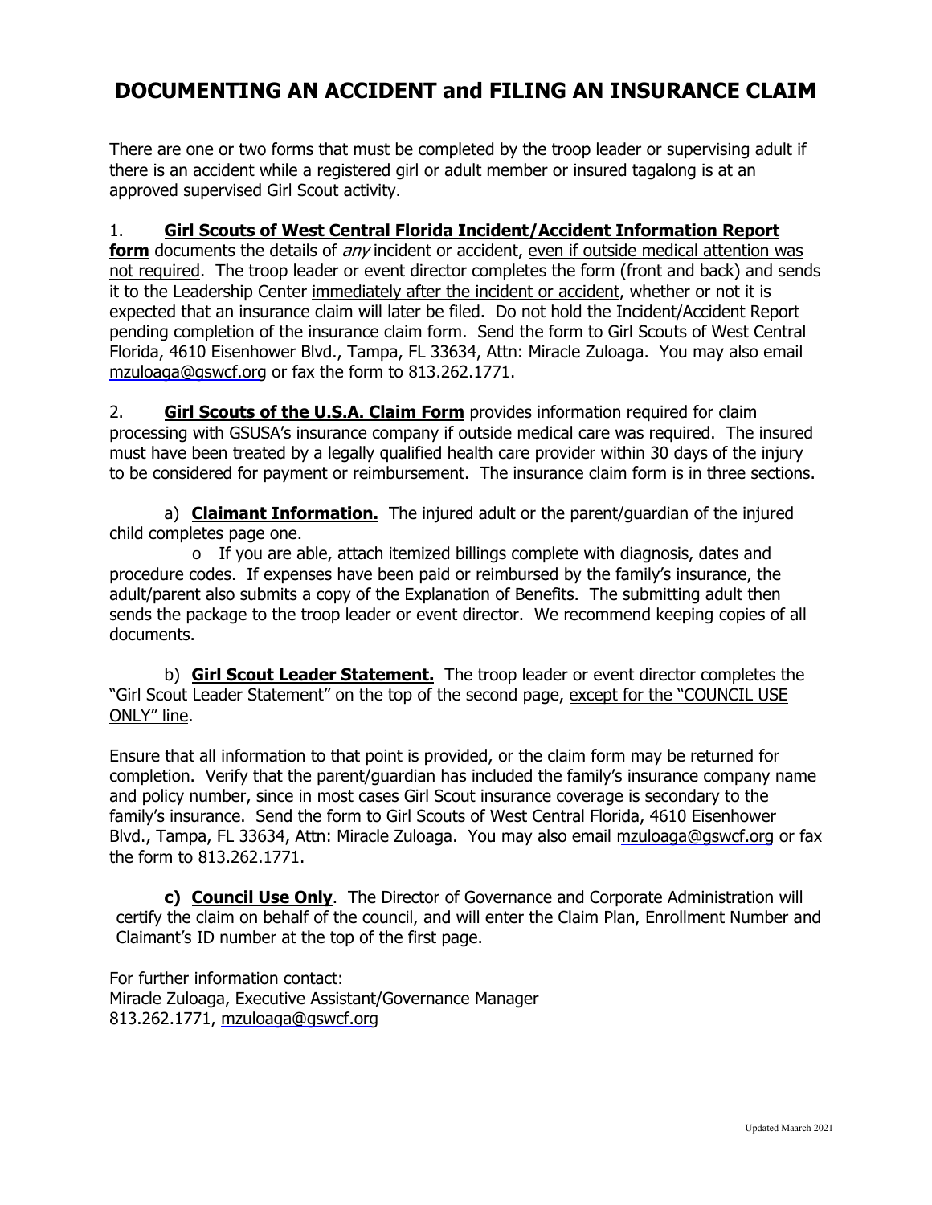# DOCUMENTING AN ACCIDENT and FILING AN INSURANCE CLAIM

There are one or two forms that must be completed by the troop leader or supervising adult if there is an accident while a registered girl or adult member or insured tagalong is at an approved supervised Girl Scout activity.

1. **Girl Scouts of West Central Florida Incident/Accident Information Report form** documents the details of *any* incident or accident, even if outside medical attention was not required. The troop leader or event director completes the form (front and back) and sends it to the Leadership Center immediately after the incident or accident, whether or not it is expected that an insurance claim will later be filed. Do not hold the Incident/Accident Report pending completion of the insurance claim form. Send the form to Girl Scouts of West Central Florida, 4610 Eisenhower Blvd., Tampa, FL 33634, Attn: Miracle Zuloaga. You may also email mzuloaga@gswcf.org or fax the form to 813.262.1771.

2. **Girl Scouts of the U.S.A. Claim Form** provides information required for claim processing with GSUSA's insurance company if outside medical care was required. The insured must have been treated by a legally qualified health care provider within 30 days of the injury to be considered for payment or reimbursement. The insurance claim form is in three sections.

   a) **Claimant Information.** The injured adult or the parent/guardian of the injured child completes page one.

   - If you are able, attach itemized billings complete with diagnosis, dates and procedure codes. If expenses have been paid or reimbursed by the family's insurance, the adult/parent also submits a copy of the Explanation of Benefits. The submitting adult then sends the package to the troop leader or event director. We recommend keeping copies of all documents.

   b) **Girl Scout Leader Statement.** The troop leader or event director completes the "Girl Scout Leader Statement" on the top of the second page, except for the "COUNCIL USE ONLY" line.

Ensure that all information to that point is provided, or the claim form may be returned for completion. Verify that the parent/guardian has included the family's insurance company name and policy number, since in most cases Girl Scout insurance coverage is secondary to the family's insurance. Send the form to Girl Scouts of West Central Florida, 4610 Eisenhower Blvd., Tampa, FL 33634, Attn: Miracle Zuloaga. You may also email mzuloaga@gswcf.org or fax the form to 813.262.1771.

   **c) Council Use Only**. The Director of Governance and Corporate Administration will certify the claim on behalf of the council, and will enter the Claim Plan, Enrollment Number and Claimant's ID number at the top of the first page.

For further information contact:
Miracle Zuloaga, Executive Assistant/Governance Manager
813.262.1771, mzuloaga@gswcf.org

Updated Maarch 2021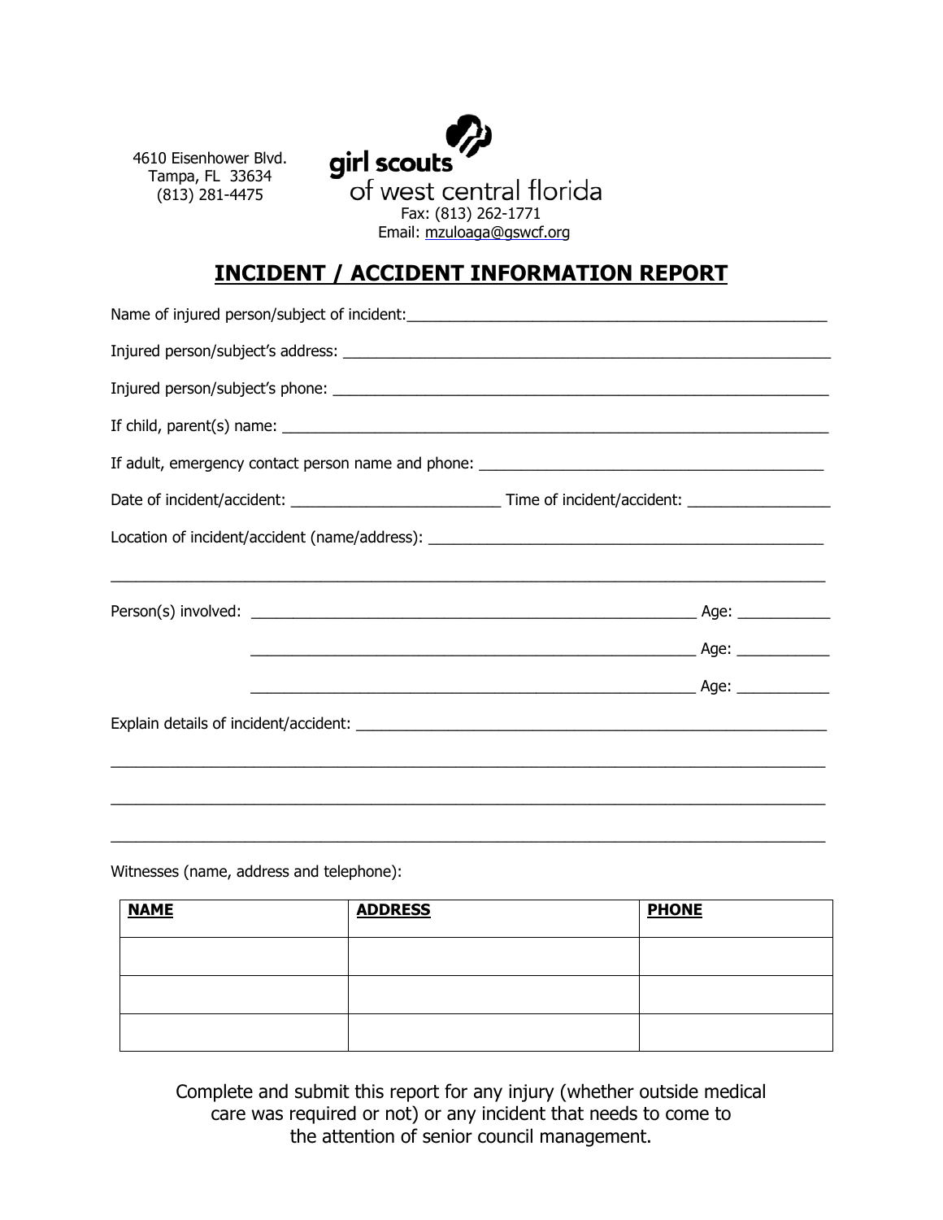4610 Eisenhower Blvd.
Tampa, FL 33634
(813) 281-4475

**girl scouts**
of west central florida
Fax: (813) 262-1771
Email: mzuloaga@gswcf.org

# INCIDENT / ACCIDENT INFORMATION REPORT

Name of injured person/subject of incident:_____________________________________________________

Injured person/subject's address: ___________________________________________________________

Injured person/subject's phone: ____________________________________________________________

If child, parent(s) name: _________________________________________________________________

If adult, emergency contact person name and phone: ___________________________________________

Date of incident/accident: _________________________ Time of incident/accident: _________________

Location of incident/accident (name/address): _______________________________________________

_____________________________________________________________________________________

Person(s) involved: ___________________________________________________ Age: ___________

___________________________________________________ Age: ___________

___________________________________________________ Age: ___________

Explain details of incident/accident: _____________________________________________________

_____________________________________________________________________________________

_____________________________________________________________________________________

_____________________________________________________________________________________

Witnesses (name, address and telephone):

| NAME | ADDRESS | PHONE |
|---|---|---|
| | | |
| | | |
| | | |

Complete and submit this report for any injury (whether outside medical care was required or not) or any incident that needs to come to the attention of senior council management.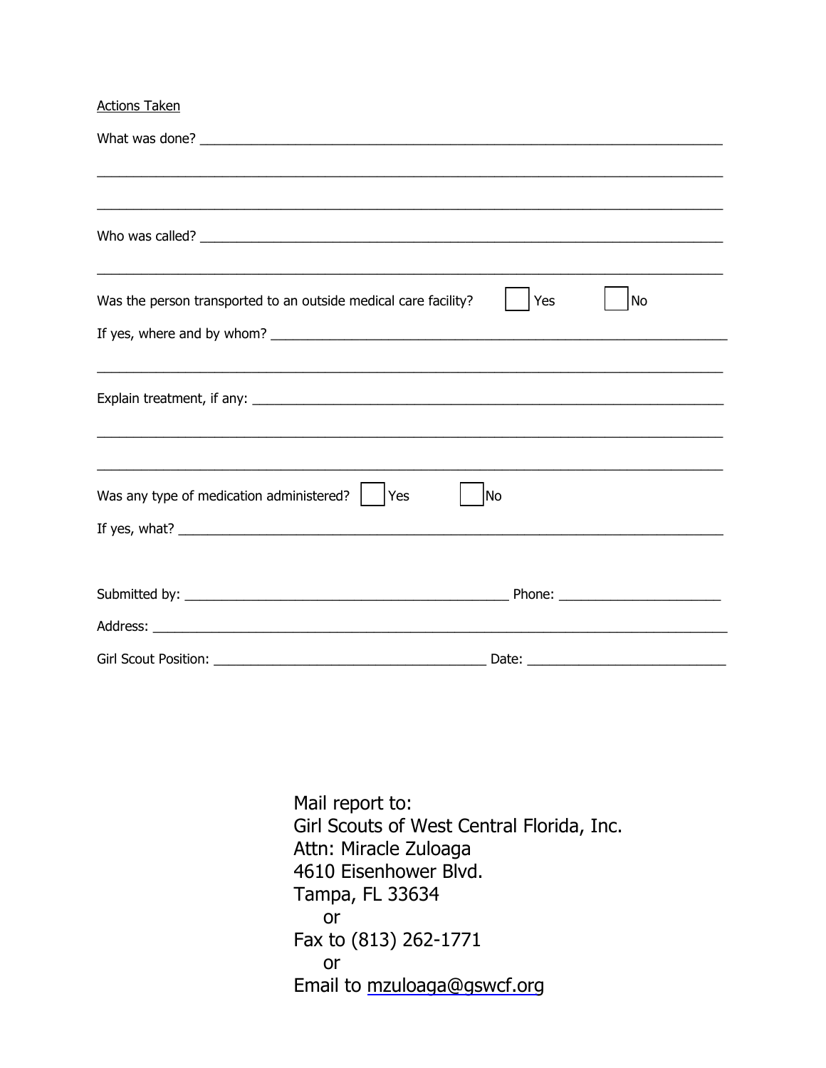Actions Taken

What was done? ___________________________________________________________________________

_______________________________________________________________________________________

_______________________________________________________________________________________

Who was called? __________________________________________________________________________

_______________________________________________________________________________________

Was the person transported to an outside medical care facility? ☐ Yes ☐ No

If yes, where and by whom? _________________________________________________________________

_______________________________________________________________________________________

Explain treatment, if any: ___________________________________________________________________

_______________________________________________________________________________________

_______________________________________________________________________________________

Was any type of medication administered? ☐ Yes ☐ No

If yes, what? _____________________________________________________________________________

Submitted by: _____________________________________________ Phone: ______________________

Address: _________________________________________________________________________________

Girl Scout Position: _____________________________________ Date: ___________________________

Mail report to:
Girl Scouts of West Central Florida, Inc.
Attn: Miracle Zuloaga
4610 Eisenhower Blvd.
Tampa, FL 33634
or
Fax to (813) 262-1771
or
Email to mzuloaga@gswcf.org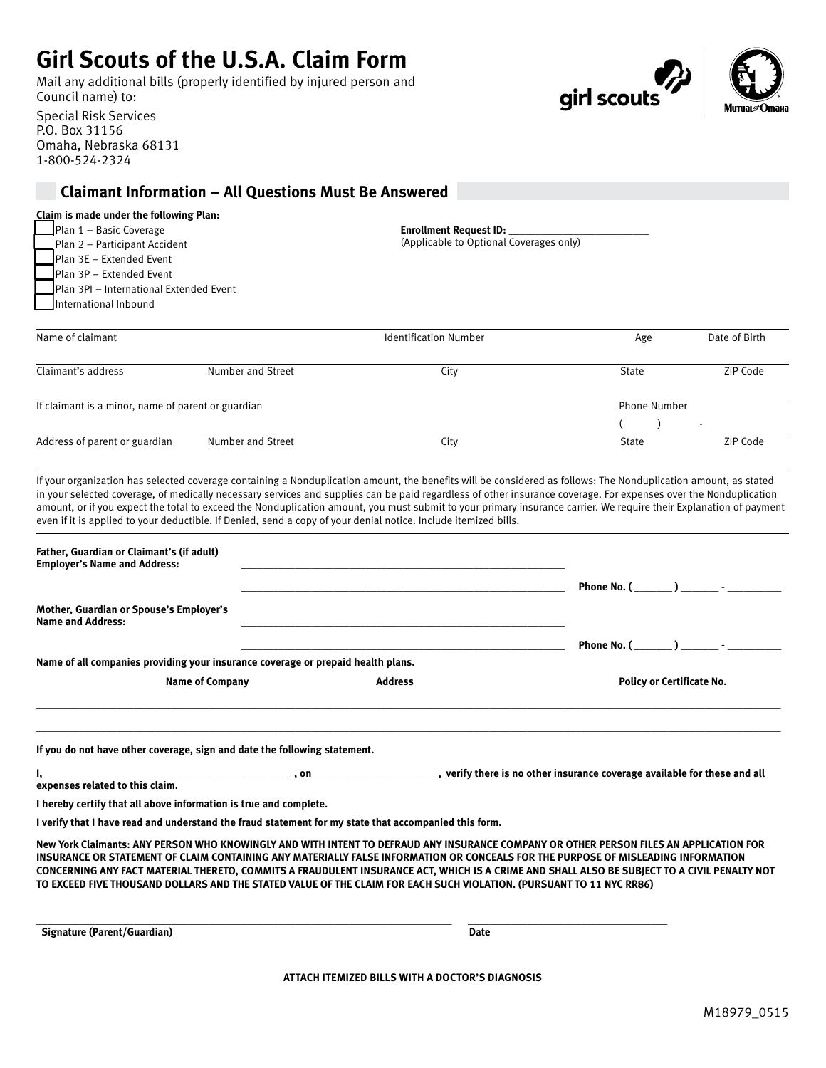# Girl Scouts of the U.S.A. Claim Form

Mail any additional bills (properly identified by injured person and Council name) to:

Special Risk Services
P.O. Box 31156
Omaha, Nebraska 68131
1-800-524-2324

## Claimant Information – All Questions Must Be Answered

**Claim is made under the following Plan:**

- ☐ Plan 1 – Basic Coverage
- ☐ Plan 2 – Participant Accident
- ☐ Plan 3E – Extended Event
- ☐ Plan 3P – Extended Event
- ☐ Plan 3PI – International Extended Event
- ☐ International Inbound

**Enrollment Request ID:** ________________________
(Applicable to Optional Coverages only)

| Name of claimant | | Identification Number | Age | Date of Birth |
|---|---|---|---|---|
| Claimant's address | Number and Street | City | State | ZIP Code |
| If claimant is a minor, name of parent or guardian | | | Phone Number ( ) - | |
| Address of parent or guardian | Number and Street | City | State | ZIP Code |

If your organization has selected coverage containing a Nonduplication amount, the benefits will be considered as follows: The Nonduplication amount, as stated in your selected coverage, of medically necessary services and supplies can be paid regardless of other insurance coverage. For expenses over the Nonduplication amount, or if you expect the total to exceed the Nonduplication amount, you must submit to your primary insurance carrier. We require their Explanation of payment even if it is applied to your deductible. If Denied, send a copy of your denial notice. Include itemized bills.

**Father, Guardian or Claimant's (if adult) Employer's Name and Address:** ________________________________________________

________________________________________________ **Phone No. (_______) _______ - _________**

**Mother, Guardian or Spouse's Employer's Name and Address:** ________________________________________________

________________________________________________ **Phone No. (_______) _______ - _________**

**Name of all companies providing your insurance coverage or prepaid health plans.**

| Name of Company | Address | Policy or Certificate No. |
|---|---|---|
| | | |
| | | |

**If you do not have other coverage, sign and date the following statement.**

**I, ____________________________________________ , on______________________ , verify there is no other insurance coverage available for these and all expenses related to this claim.**

**I hereby certify that all above information is true and complete.**

**I verify that I have read and understand the fraud statement for my state that accompanied this form.**

**New York Claimants: ANY PERSON WHO KNOWINGLY AND WITH INTENT TO DEFRAUD ANY INSURANCE COMPANY OR OTHER PERSON FILES AN APPLICATION FOR INSURANCE OR STATEMENT OF CLAIM CONTAINING ANY MATERIALLY FALSE INFORMATION OR CONCEALS FOR THE PURPOSE OF MISLEADING INFORMATION CONCERNING ANY FACT MATERIAL THERETO, COMMITS A FRAUDULENT INSURANCE ACT, WHICH IS A CRIME AND SHALL ALSO BE SUBJECT TO A CIVIL PENALTY NOT TO EXCEED FIVE THOUSAND DOLLARS AND THE STATED VALUE OF THE CLAIM FOR EACH SUCH VIOLATION. (PURSUANT TO 11 NYC RR86)**

________________________________________________ ______________________

**Signature (Parent/Guardian)** **Date**

**ATTACH ITEMIZED BILLS WITH A DOCTOR'S DIAGNOSIS**

M18979_0515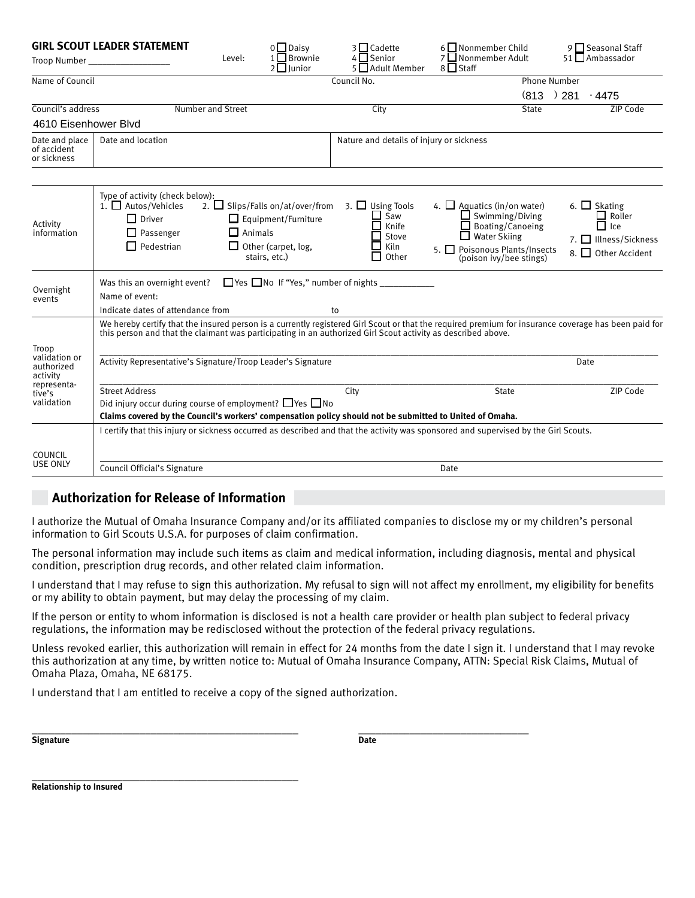**GIRL SCOUT LEADER STATEMENT**

Troop Number ________________

Level: 0 ☐ Daisy 1 ☐ Brownie 2 ☐ Junior 3 ☐ Cadette 4 ☐ Senior 5 ☐ Adult Member 6 ☐ Nonmember Child 7 ☐ Nonmember Adult 8 ☐ Staff 9 ☐ Seasonal Staff 51 ☐ Ambassador

| Name of Council | | Council No. | Phone Number |
|---|---|---|---|
| | | | (813 ) 281 - 4475 |

| Council's address | Number and Street | City | State | ZIP Code |
|---|---|---|---|---|
| 4610 Eisenhower Blvd | | | | |

| | | |
|---|---|---|
| Date and place of accident or sickness | Date and location | Nature and details of injury or sickness |

**Activity information**

Type of activity (check below):

1. ☐ Autos/Vehicles
   - ☐ Driver
   - ☐ Passenger
   - ☐ Pedestrian
2. ☐ Slips/Falls on/at/over/from
   - ☐ Equipment/Furniture
   - ☐ Animals
   - ☐ Other (carpet, log, stairs, etc.)
3. ☐ Using Tools
   - ☐ Saw
   - ☐ Knife
   - ☐ Stove
   - ☐ Kiln
   - ☐ Other
4. ☐ Aquatics (in/on water)
   - ☐ Swimming/Diving
   - ☐ Boating/Canoeing
   - ☐ Water Skiing
5. ☐ Poisonous Plants/Insects (poison ivy/bee stings)
6. ☐ Skating
   - ☐ Roller
   - ☐ Ice
7. ☐ Illness/Sickness
8. ☐ Other Accident

**Overnight events**

Was this an overnight event? ☐ Yes ☐ No If "Yes," number of nights ___________

Name of event:

Indicate dates of attendance from                to

**Troop validation or authorized activity representative's validation**

We hereby certify that the insured person is a currently registered Girl Scout or that the required premium for insurance coverage has been paid for this person and that the claimant was participating in an authorized Girl Scout activity as described above.

_______________________________________________

Activity Representative's Signature/Troop Leader's Signature                Date

_______________________________________________

Street Address                City                State                ZIP Code

Did injury occur during course of employment? ☐ Yes ☐ No

**Claims covered by the Council's workers' compensation policy should not be submitted to United of Omaha.**

**COUNCIL USE ONLY**

I certify that this injury or sickness occurred as described and that the activity was sponsored and supervised by the Girl Scouts.

_______________________________________________

Council Official's Signature                Date

## Authorization for Release of Information

I authorize the Mutual of Omaha Insurance Company and/or its affiliated companies to disclose my or my children's personal information to Girl Scouts U.S.A. for purposes of claim confirmation.

The personal information may include such items as claim and medical information, including diagnosis, mental and physical condition, prescription drug records, and other related claim information.

I understand that I may refuse to sign this authorization. My refusal to sign will not affect my enrollment, my eligibility for benefits or my ability to obtain payment, but may delay the processing of my claim.

If the person or entity to whom information is disclosed is not a health care provider or health plan subject to federal privacy regulations, the information may be redisclosed without the protection of the federal privacy regulations.

Unless revoked earlier, this authorization will remain in effect for 24 months from the date I sign it. I understand that I may revoke this authorization at any time, by written notice to: Mutual of Omaha Insurance Company, ATTN: Special Risk Claims, Mutual of Omaha Plaza, Omaha, NE 68175.

I understand that I am entitled to receive a copy of the signed authorization.

_______________________________                _______________________

**Signature**                **Date**

_______________________________

**Relationship to Insured**